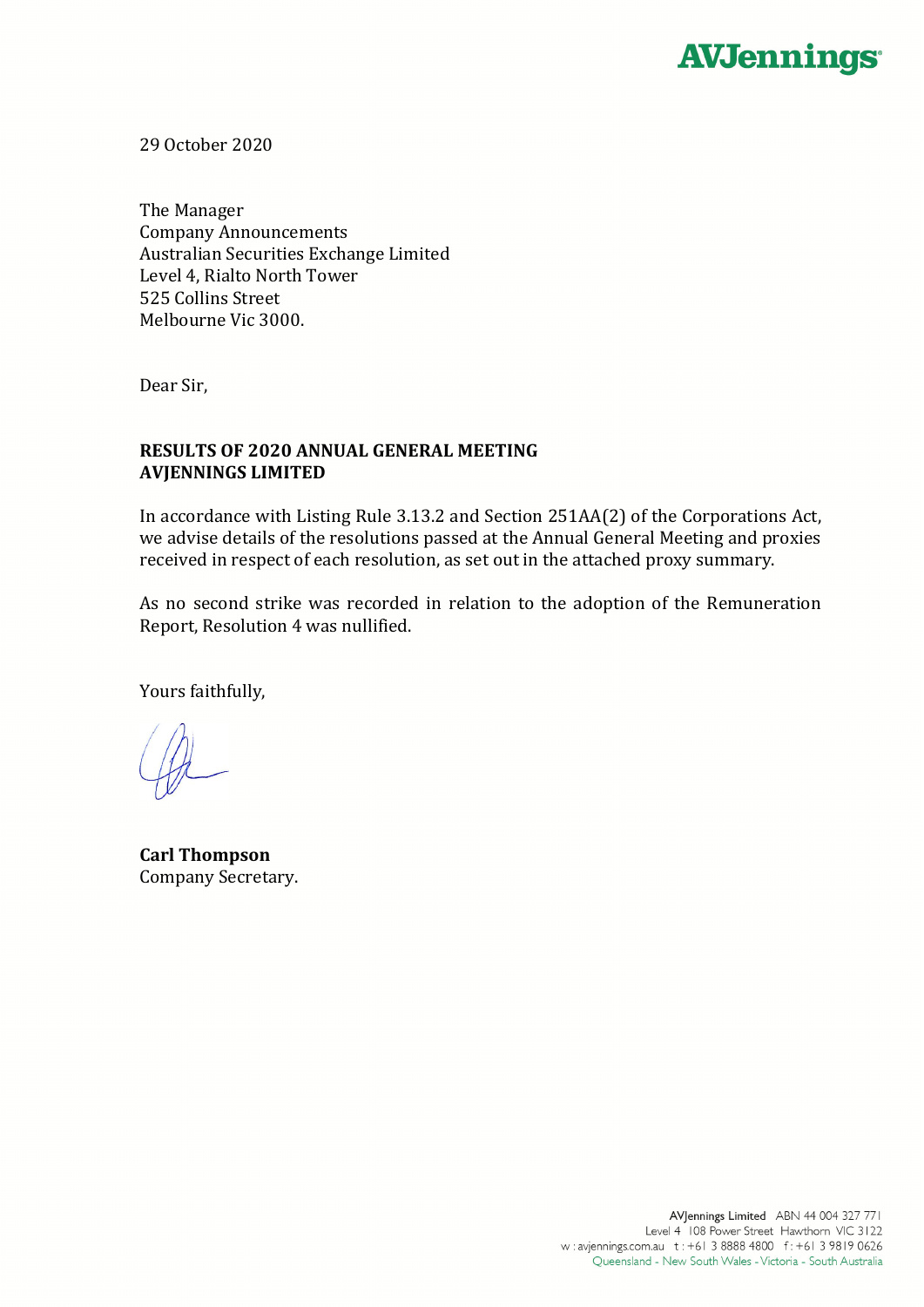**AVJennings**

29 October 2020

The Manager
Company Announcements
Australian Securities Exchange Limited
Level 4, Rialto North Tower
525 Collins Street
Melbourne Vic 3000.

Dear Sir,

**RESULTS OF 2020 ANNUAL GENERAL MEETING**
**AVJENNINGS LIMITED**

In accordance with Listing Rule 3.13.2 and Section 251AA(2) of the Corporations Act, we advise details of the resolutions passed at the Annual General Meeting and proxies received in respect of each resolution, as set out in the attached proxy summary.

As no second strike was recorded in relation to the adoption of the Remuneration Report, Resolution 4 was nullified.

Yours faithfully,

**Carl Thompson**
Company Secretary.

AVJennings Limited ABN 44 004 327 771
Level 4 108 Power Street Hawthorn VIC 3122
w : avjennings.com.au t : +61 3 8888 4800 f : +61 3 9819 0626
Queensland - New South Wales - Victoria - South Australia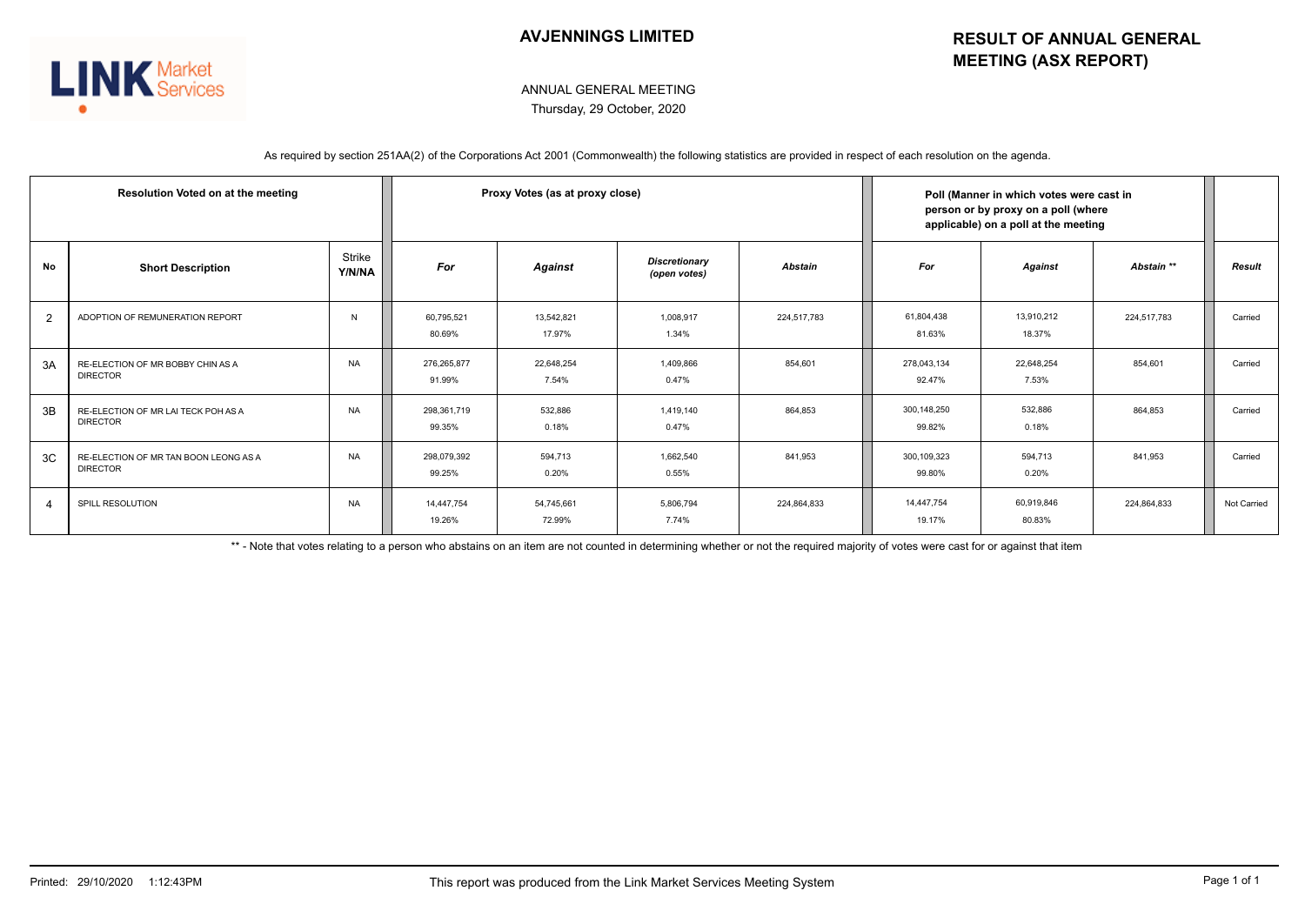# AVJENNINGS LIMITED

## RESULT OF ANNUAL GENERAL MEETING (ASX REPORT)

ANNUAL GENERAL MEETING
Thursday, 29 October, 2020

As required by section 251AA(2) of the Corporations Act 2001 (Commonwealth) the following statistics are provided in respect of each resolution on the agenda.

| Resolution Voted on at the meeting | | | Proxy Votes (as at proxy close) | | | | Poll (Manner in which votes were cast in person or by proxy on a poll (where applicable) on a poll at the meeting | | | |
|---|---|---|---|---|---|---|---|---|---|---|
| **No** | **Short Description** | **Strike Y/N/NA** | ***For*** | ***Against*** | ***Discretionary (open votes)*** | ***Abstain*** | ***For*** | ***Against*** | ***Abstain \*\**** | ***Result*** |
| 2 | ADOPTION OF REMUNERATION REPORT | N | 60,795,521 80.69% | 13,542,821 17.97% | 1,008,917 1.34% | 224,517,783 | 61,804,438 81.63% | 13,910,212 18.37% | 224,517,783 | Carried |
| 3A | RE-ELECTION OF MR BOBBY CHIN AS A DIRECTOR | NA | 276,265,877 91.99% | 22,648,254 7.54% | 1,409,866 0.47% | 854,601 | 278,043,134 92.47% | 22,648,254 7.53% | 854,601 | Carried |
| 3B | RE-ELECTION OF MR LAI TECK POH AS A DIRECTOR | NA | 298,361,719 99.35% | 532,886 0.18% | 1,419,140 0.47% | 864,853 | 300,148,250 99.82% | 532,886 0.18% | 864,853 | Carried |
| 3C | RE-ELECTION OF MR TAN BOON LEONG AS A DIRECTOR | NA | 298,079,392 99.25% | 594,713 0.20% | 1,662,540 0.55% | 841,953 | 300,109,323 99.80% | 594,713 0.20% | 841,953 | Carried |
| 4 | SPILL RESOLUTION | NA | 14,447,754 19.26% | 54,745,661 72.99% | 5,806,794 7.74% | 224,864,833 | 14,447,754 19.17% | 60,919,846 80.83% | 224,864,833 | Not Carried |

** - Note that votes relating to a person who abstains on an item are not counted in determining whether or not the required majority of votes were cast for or against that item

Printed: 29/10/2020 1:12:43PM

This report was produced from the Link Market Services Meeting System